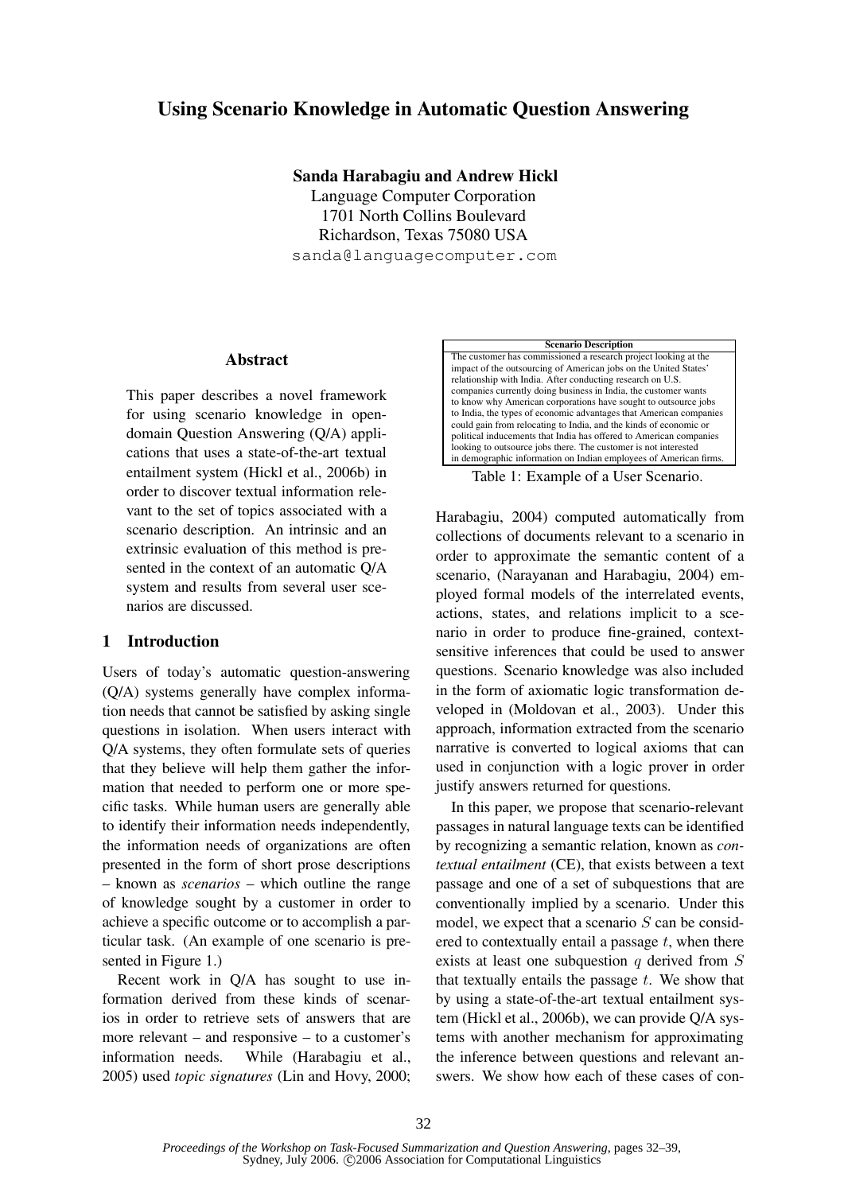# Using Scenario Knowledge in Automatic Question Answering

**Sanda Harabagiu and Andrew Hickl**

Language Computer Corporation
1701 North Collins Boulevard
Richardson, Texas 75080 USA
sanda@languagecomputer.com

## Abstract

This paper describes a novel framework for using scenario knowledge in open-domain Question Answering (Q/A) applications that uses a state-of-the-art textual entailment system (Hickl et al., 2006b) in order to discover textual information relevant to the set of topics associated with a scenario description. An intrinsic and an extrinsic evaluation of this method is presented in the context of an automatic Q/A system and results from several user scenarios are discussed.

## 1 Introduction

Users of today's automatic question-answering (Q/A) systems generally have complex information needs that cannot be satisfied by asking single questions in isolation. When users interact with Q/A systems, they often formulate sets of queries that they believe will help them gather the information that needed to perform one or more specific tasks. While human users are generally able to identify their information needs independently, the information needs of organizations are often presented in the form of short prose descriptions – known as *scenarios* – which outline the range of knowledge sought by a customer in order to achieve a specific outcome or to accomplish a particular task. (An example of one scenario is presented in Figure 1.)

| Scenario Description |
|---|
| The customer has commissioned a research project looking at the impact of the outsourcing of American jobs on the United States' relationship with India. After conducting research on U.S. companies currently doing business in India, the customer wants to know why American corporations have sought to outsource jobs to India, the types of economic advantages that American companies could gain from relocating to India, and the kinds of economic or political inducements that India has offered to American companies looking to outsource jobs there. The customer is not interested in demographic information on Indian employees of American firms. |

Table 1: Example of a User Scenario.

Recent work in Q/A has sought to use information derived from these kinds of scenarios in order to retrieve sets of answers that are more relevant – and responsive – to a customer's information needs. While (Harabagiu et al., 2005) used *topic signatures* (Lin and Hovy, 2000; Harabagiu, 2004) computed automatically from collections of documents relevant to a scenario in order to approximate the semantic content of a scenario, (Narayanan and Harabagiu, 2004) employed formal models of the interrelated events, actions, states, and relations implicit to a scenario in order to produce fine-grained, context-sensitive inferences that could be used to answer questions. Scenario knowledge was also included in the form of axiomatic logic transformation developed in (Moldovan et al., 2003). Under this approach, information extracted from the scenario narrative is converted to logical axioms that can used in conjunction with a logic prover in order justify answers returned for questions.

In this paper, we propose that scenario-relevant passages in natural language texts can be identified by recognizing a semantic relation, known as *contextual entailment* (CE), that exists between a text passage and one of a set of subquestions that are conventionally implied by a scenario. Under this model, we expect that a scenario $S$ can be considered to contextually entail a passage $t$, when there exists at least one subquestion $q$ derived from $S$ that textually entails the passage $t$. We show that by using a state-of-the-art textual entailment system (Hickl et al., 2006b), we can provide Q/A systems with another mechanism for approximating the inference between questions and relevant answers. We show how each of these cases of con-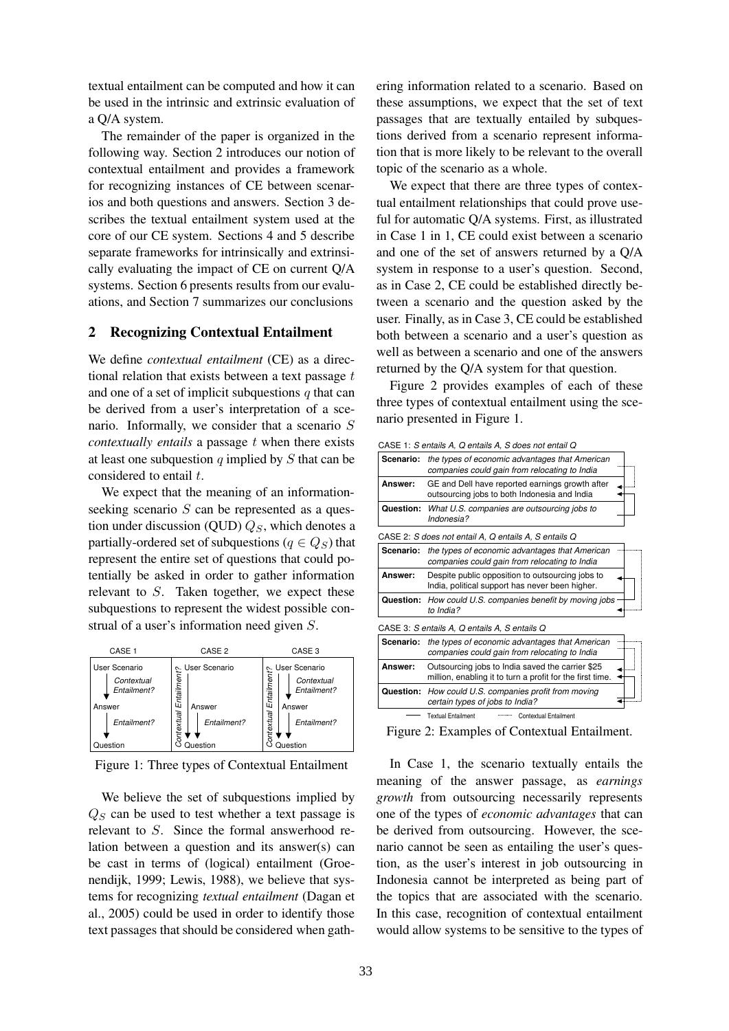textual entailment can be computed and how it can be used in the intrinsic and extrinsic evaluation of a Q/A system.

The remainder of the paper is organized in the following way. Section 2 introduces our notion of contextual entailment and provides a framework for recognizing instances of CE between scenarios and both questions and answers. Section 3 describes the textual entailment system used at the core of our CE system. Sections 4 and 5 describe separate frameworks for intrinsically and extrinsically evaluating the impact of CE on current Q/A systems. Section 6 presents results from our evaluations, and Section 7 summarizes our conclusions

## 2 Recognizing Contextual Entailment

We define *contextual entailment* (CE) as a directional relation that exists between a text passage $t$ and one of a set of implicit subquestions $q$ that can be derived from a user's interpretation of a scenario. Informally, we consider that a scenario $S$ *contextually entails* a passage $t$ when there exists at least one subquestion $q$ implied by $S$ that can be considered to entail $t$.

We expect that the meaning of an information-seeking scenario $S$ can be represented as a question under discussion (QUD) $Q_S$, which denotes a partially-ordered set of subquestions ($q \in Q_S$) that represent the entire set of questions that could potentially be asked in order to gather information relevant to $S$. Taken together, we expect these subquestions to represent the widest possible construal of a user's information need given $S$.

| CASE 1 | CASE 2 | CASE 3 |
|---|---|---|
| User Scenario ↓ Contextual Entailment? Answer ↓ Entailment? Question | User Scenario ↓ Contextual Entailment? (to Question); Answer ↓ Entailment? Question | User Scenario ↓ Contextual Entailment? Answer ↓ Entailment? Question; User Scenario ↓ Contextual Entailment? (to Question) |

Figure 1: Three types of Contextual Entailment

We believe the set of subquestions implied by $Q_S$ can be used to test whether a text passage is relevant to $S$. Since the formal answerhood relation between a question and its answer(s) can be cast in terms of (logical) entailment (Groenendijk, 1999; Lewis, 1988), we believe that systems for recognizing *textual entailment* (Dagan et al., 2005) could be used in order to identify those text passages that should be considered when gathering information related to a scenario. Based on these assumptions, we expect that the set of text passages that are textually entailed by subquestions derived from a scenario represent information that is more likely to be relevant to the overall topic of the scenario as a whole.

We expect that there are three types of contextual entailment relationships that could prove useful for automatic Q/A systems. First, as illustrated in Case 1 in 1, CE could exist between a scenario and one of the set of answers returned by a Q/A system in response to a user's question. Second, as in Case 2, CE could be established directly between a scenario and the question asked by the user. Finally, as in Case 3, CE could be established both between a scenario and a user's question as well as between a scenario and one of the answers returned by the Q/A system for that question.

Figure 2 provides examples of each of these three types of contextual entailment using the scenario presented in Figure 1.

CASE 1: *S entails A, Q entails A, S does not entail Q*

| | |
|---|---|
| **Scenario:** | *the types of economic advantages that American companies could gain from relocating to India* |
| **Answer:** | GE and Dell have reported earnings growth after outsourcing jobs to both Indonesia and India |
| **Question:** | *What U.S. companies are outsourcing jobs to Indonesia?* |

CASE 2: *S does not entail A, Q entails A, S entails Q*

| | |
|---|---|
| **Scenario:** | *the types of economic advantages that American companies could gain from relocating to India* |
| **Answer:** | Despite public opposition to outsourcing jobs to India, political support has never been higher. |
| **Question:** | *How could U.S. companies benefit by moving jobs to India?* |

CASE 3: *S entails A, Q entails A, S entails Q*

| | |
|---|---|
| **Scenario:** | *the types of economic advantages that American companies could gain from relocating to India* |
| **Answer:** | Outsourcing jobs to India saved the carrier $25 million, enabling it to turn a profit for the first time. |
| **Question:** | *How could U.S. companies profit from moving certain types of jobs to India?* |

Legend: —— Textual Entailment ······ Contextual Entailment

Figure 2: Examples of Contextual Entailment.

In Case 1, the scenario textually entails the meaning of the answer passage, as *earnings growth* from outsourcing necessarily represents one of the types of *economic advantages* that can be derived from outsourcing. However, the scenario cannot be seen as entailing the user's question, as the user's interest in job outsourcing in Indonesia cannot be interpreted as being part of the topics that are associated with the scenario. In this case, recognition of contextual entailment would allow systems to be sensitive to the types of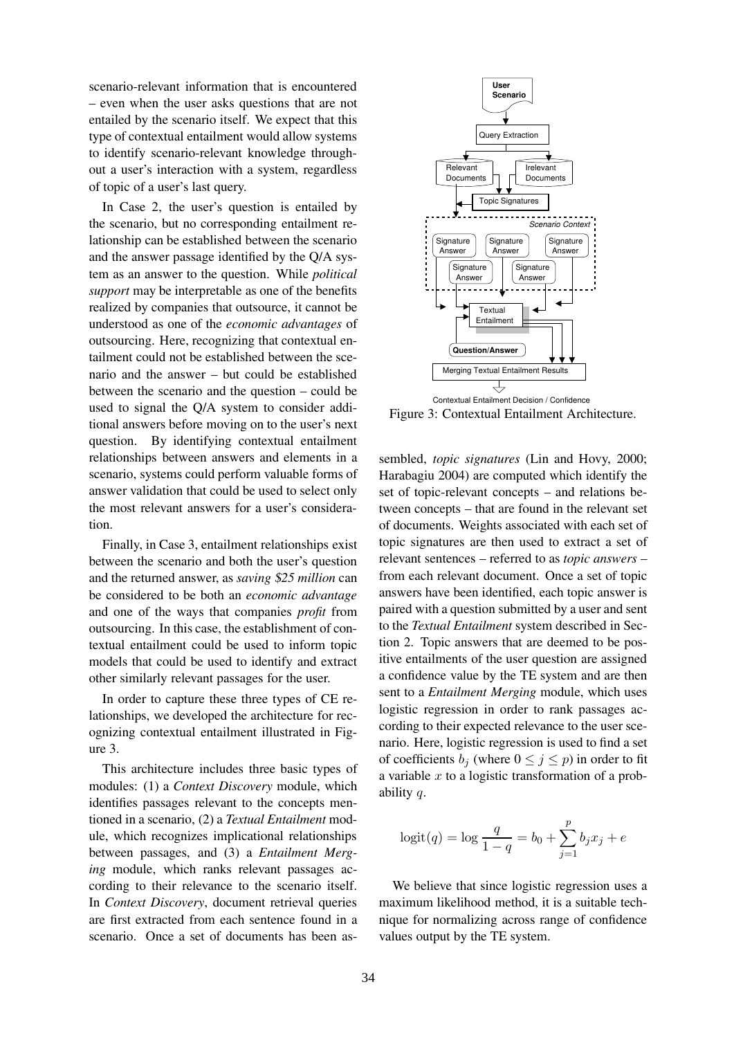scenario-relevant information that is encountered – even when the user asks questions that are not entailed by the scenario itself. We expect that this type of contextual entailment would allow systems to identify scenario-relevant knowledge throughout a user's interaction with a system, regardless of topic of a user's last query.

In Case 2, the user's question is entailed by the scenario, but no corresponding entailment relationship can be established between the scenario and the answer passage identified by the Q/A system as an answer to the question. While *political support* may be interpretable as one of the benefits realized by companies that outsource, it cannot be understood as one of the *economic advantages* of outsourcing. Here, recognizing that contextual entailment could not be established between the scenario and the answer – but could be established between the scenario and the question – could be used to signal the Q/A system to consider additional answers before moving on to the user's next question. By identifying contextual entailment relationships between answers and elements in a scenario, systems could perform valuable forms of answer validation that could be used to select only the most relevant answers for a user's consideration.

Finally, in Case 3, entailment relationships exist between the scenario and both the user's question and the returned answer, as *saving \$25 million* can be considered to be both an *economic advantage* and one of the ways that companies *profit* from outsourcing. In this case, the establishment of contextual entailment could be used to inform topic models that could be used to identify and extract other similarly relevant passages for the user.

In order to capture these three types of CE relationships, we developed the architecture for recognizing contextual entailment illustrated in Figure 3.

This architecture includes three basic types of modules: (1) a *Context Discovery* module, which identifies passages relevant to the concepts mentioned in a scenario, (2) a *Textual Entailment* module, which recognizes implicational relationships between passages, and (3) a *Entailment Merging* module, which ranks relevant passages according to their relevance to the scenario itself. In *Context Discovery*, document retrieval queries are first extracted from each sentence found in a scenario. Once a set of documents has been assembled, *topic signatures* (Lin and Hovy, 2000; Harabagiu 2004) are computed which identify the set of topic-relevant concepts – and relations between concepts – that are found in the relevant set of documents. Weights associated with each set of topic signatures are then used to extract a set of relevant sentences – referred to as *topic answers* – from each relevant document. Once a set of topic answers have been identified, each topic answer is paired with a question submitted by a user and sent to the *Textual Entailment* system described in Section 2. Topic answers that are deemed to be positive entailments of the user question are assigned a confidence value by the TE system and are then sent to a *Entailment Merging* module, which uses logistic regression in order to rank passages according to their expected relevance to the user scenario. Here, logistic regression is used to find a set of coefficients $b_j$ (where $0 \leq j \leq p$) in order to fit a variable $x$ to a logistic transformation of a probability $q$.

$$\text{logit}(q) = \log \frac{q}{1-q} = b_0 + \sum_{j=1}^{p} b_j x_j + e$$

We believe that since logistic regression uses a maximum likelihood method, it is a suitable technique for normalizing across range of confidence values output by the TE system.

Figure 3: Contextual Entailment Architecture.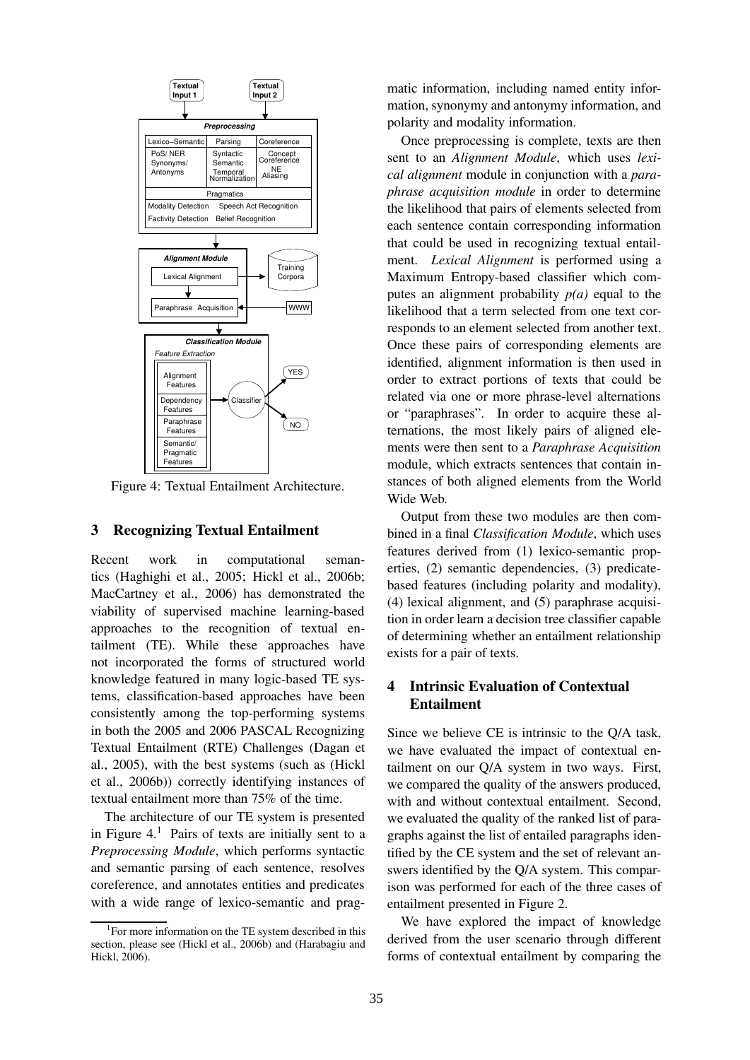Figure 4: Textual Entailment Architecture.

## 3 Recognizing Textual Entailment

Recent work in computational semantics (Haghighi et al., 2005; Hickl et al., 2006b; MacCartney et al., 2006) has demonstrated the viability of supervised machine learning-based approaches to the recognition of textual entailment (TE). While these approaches have not incorporated the forms of structured world knowledge featured in many logic-based TE systems, classification-based approaches have been consistently among the top-performing systems in both the 2005 and 2006 PASCAL Recognizing Textual Entailment (RTE) Challenges (Dagan et al., 2005), with the best systems (such as (Hickl et al., 2006b)) correctly identifying instances of textual entailment more than 75% of the time.

The architecture of our TE system is presented in Figure 4.[1] Pairs of texts are initially sent to a *Preprocessing Module*, which performs syntactic and semantic parsing of each sentence, resolves coreference, and annotates entities and predicates with a wide range of lexico-semantic and pragmatic information, including named entity information, synonymy and antonymy information, and polarity and modality information.

Once preprocessing is complete, texts are then sent to an *Alignment Module*, which uses *lexical alignment* module in conjunction with a *paraphrase acquisition module* in order to determine the likelihood that pairs of elements selected from each sentence contain corresponding information that could be used in recognizing textual entailment. *Lexical Alignment* is performed using a Maximum Entropy-based classifier which computes an alignment probability *p(a)* equal to the likelihood that a term selected from one text corresponds to an element selected from another text. Once these pairs of corresponding elements are identified, alignment information is then used in order to extract portions of texts that could be related via one or more phrase-level alternations or "paraphrases". In order to acquire these alternations, the most likely pairs of aligned elements were then sent to a *Paraphrase Acquisition* module, which extracts sentences that contain instances of both aligned elements from the World Wide Web.

Output from these two modules are then combined in a final *Classification Module*, which uses features derived from (1) lexico-semantic properties, (2) semantic dependencies, (3) predicate-based features (including polarity and modality), (4) lexical alignment, and (5) paraphrase acquisition in order learn a decision tree classifier capable of determining whether an entailment relationship exists for a pair of texts.

## 4 Intrinsic Evaluation of Contextual Entailment

Since we believe CE is intrinsic to the Q/A task, we have evaluated the impact of contextual entailment on our Q/A system in two ways. First, we compared the quality of the answers produced, with and without contextual entailment. Second, we evaluated the quality of the ranked list of paragraphs against the list of entailed paragraphs identified by the CE system and the set of relevant answers identified by the Q/A system. This comparison was performed for each of the three cases of entailment presented in Figure 2.

We have explored the impact of knowledge derived from the user scenario through different forms of contextual entailment by comparing the

[1] For more information on the TE system described in this section, please see (Hickl et al., 2006b) and (Harabagiu and Hickl, 2006).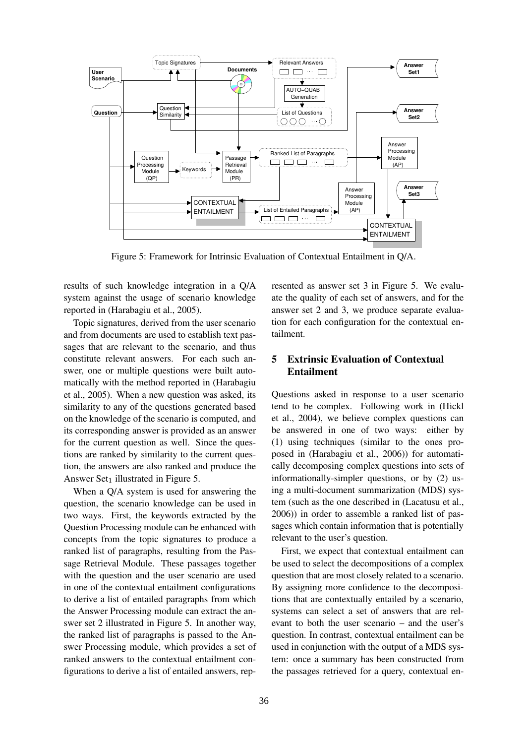Figure 5: Framework for Intrinsic Evaluation of Contextual Entailment in Q/A.

results of such knowledge integration in a Q/A system against the usage of scenario knowledge reported in (Harabagiu et al., 2005).

Topic signatures, derived from the user scenario and from documents are used to establish text passages that are relevant to the scenario, and thus constitute relevant answers. For each such answer, one or multiple questions were built automatically with the method reported in (Harabagiu et al., 2005). When a new question was asked, its similarity to any of the questions generated based on the knowledge of the scenario is computed, and its corresponding answer is provided as an answer for the current question as well. Since the questions are ranked by similarity to the current question, the answers are also ranked and produce the Answer $\text{Set}_1$ illustrated in Figure 5.

When a Q/A system is used for answering the question, the scenario knowledge can be used in two ways. First, the keywords extracted by the Question Processing module can be enhanced with concepts from the topic signatures to produce a ranked list of paragraphs, resulting from the Passage Retrieval Module. These passages together with the question and the user scenario are used in one of the contextual entailment configurations to derive a list of entailed paragraphs from which the Answer Processing module can extract the answer set 2 illustrated in Figure 5. In another way, the ranked list of paragraphs is passed to the Answer Processing module, which provides a set of ranked answers to the contextual entailment configurations to derive a list of entailed answers, represented as answer set 3 in Figure 5. We evaluate the quality of each set of answers, and for the answer set 2 and 3, we produce separate evaluation for each configuration for the contextual entailment.

## 5 Extrinsic Evaluation of Contextual Entailment

Questions asked in response to a user scenario tend to be complex. Following work in (Hickl et al., 2004), we believe complex questions can be answered in one of two ways: either by (1) using techniques (similar to the ones proposed in (Harabagiu et al., 2006)) for automatically decomposing complex questions into sets of informationally-simpler questions, or by (2) using a multi-document summarization (MDS) system (such as the one described in (Lacatusu et al., 2006)) in order to assemble a ranked list of passages which contain information that is potentially relevant to the user's question.

First, we expect that contextual entailment can be used to select the decompositions of a complex question that are most closely related to a scenario. By assigning more confidence to the decompositions that are contextually entailed by a scenario, systems can select a set of answers that are relevant to both the user scenario – and the user's question. In contrast, contextual entailment can be used in conjunction with the output of a MDS system: once a summary has been constructed from the passages retrieved for a query, contextual en-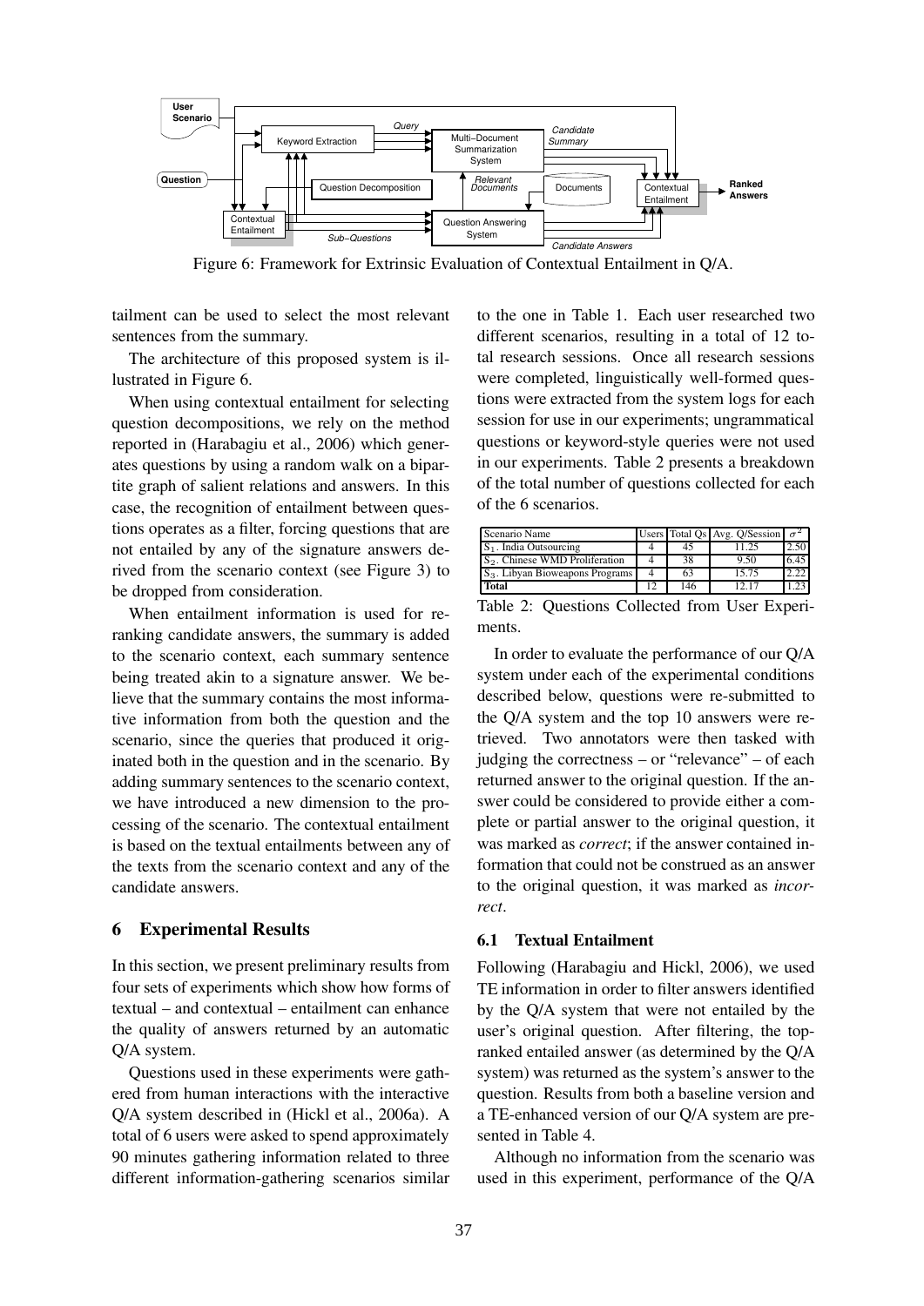Figure 6: Framework for Extrinsic Evaluation of Contextual Entailment in Q/A.

tailment can be used to select the most relevant sentences from the summary.

The architecture of this proposed system is illustrated in Figure 6.

When using contextual entailment for selecting question decompositions, we rely on the method reported in (Harabagiu et al., 2006) which generates questions by using a random walk on a bipartite graph of salient relations and answers. In this case, the recognition of entailment between questions operates as a filter, forcing questions that are not entailed by any of the signature answers derived from the scenario context (see Figure 3) to be dropped from consideration.

When entailment information is used for re-ranking candidate answers, the summary is added to the scenario context, each summary sentence being treated akin to a signature answer. We believe that the summary contains the most informative information from both the question and the scenario, since the queries that produced it originated both in the question and in the scenario. By adding summary sentences to the scenario context, we have introduced a new dimension to the processing of the scenario. The contextual entailment is based on the textual entailments between any of the texts from the scenario context and any of the candidate answers.

## 6 Experimental Results

In this section, we present preliminary results from four sets of experiments which show how forms of textual – and contextual – entailment can enhance the quality of answers returned by an automatic Q/A system.

Questions used in these experiments were gathered from human interactions with the interactive Q/A system described in (Hickl et al., 2006a). A total of 6 users were asked to spend approximately 90 minutes gathering information related to three different information-gathering scenarios similar to the one in Table 1. Each user researched two different scenarios, resulting in a total of 12 total research sessions. Once all research sessions were completed, linguistically well-formed questions were extracted from the system logs for each session for use in our experiments; ungrammatical questions or keyword-style queries were not used in our experiments. Table 2 presents a breakdown of the total number of questions collected for each of the 6 scenarios.

| Scenario Name | Users | Total Qs | Avg. Q/Session | $\sigma^2$ |
|---|---|---|---|---|
| $S_1$. India Outsourcing | 4 | 45 | 11.25 | 2.50 |
| $S_2$. Chinese WMD Proliferation | 4 | 38 | 9.50 | 6.45 |
| $S_3$. Libyan Bioweapons Programs | 4 | 63 | 15.75 | 2.22 |
| **Total** | 12 | 146 | 12.17 | 1.23 |

Table 2: Questions Collected from User Experiments.

In order to evaluate the performance of our Q/A system under each of the experimental conditions described below, questions were re-submitted to the Q/A system and the top 10 answers were retrieved. Two annotators were then tasked with judging the correctness – or "relevance" – of each returned answer to the original question. If the answer could be considered to provide either a complete or partial answer to the original question, it was marked as *correct*; if the answer contained information that could not be construed as an answer to the original question, it was marked as *incorrect*.

### 6.1 Textual Entailment

Following (Harabagiu and Hickl, 2006), we used TE information in order to filter answers identified by the Q/A system that were not entailed by the user's original question. After filtering, the top-ranked entailed answer (as determined by the Q/A system) was returned as the system's answer to the question. Results from both a baseline version and a TE-enhanced version of our Q/A system are presented in Table 4.

Although no information from the scenario was used in this experiment, performance of the Q/A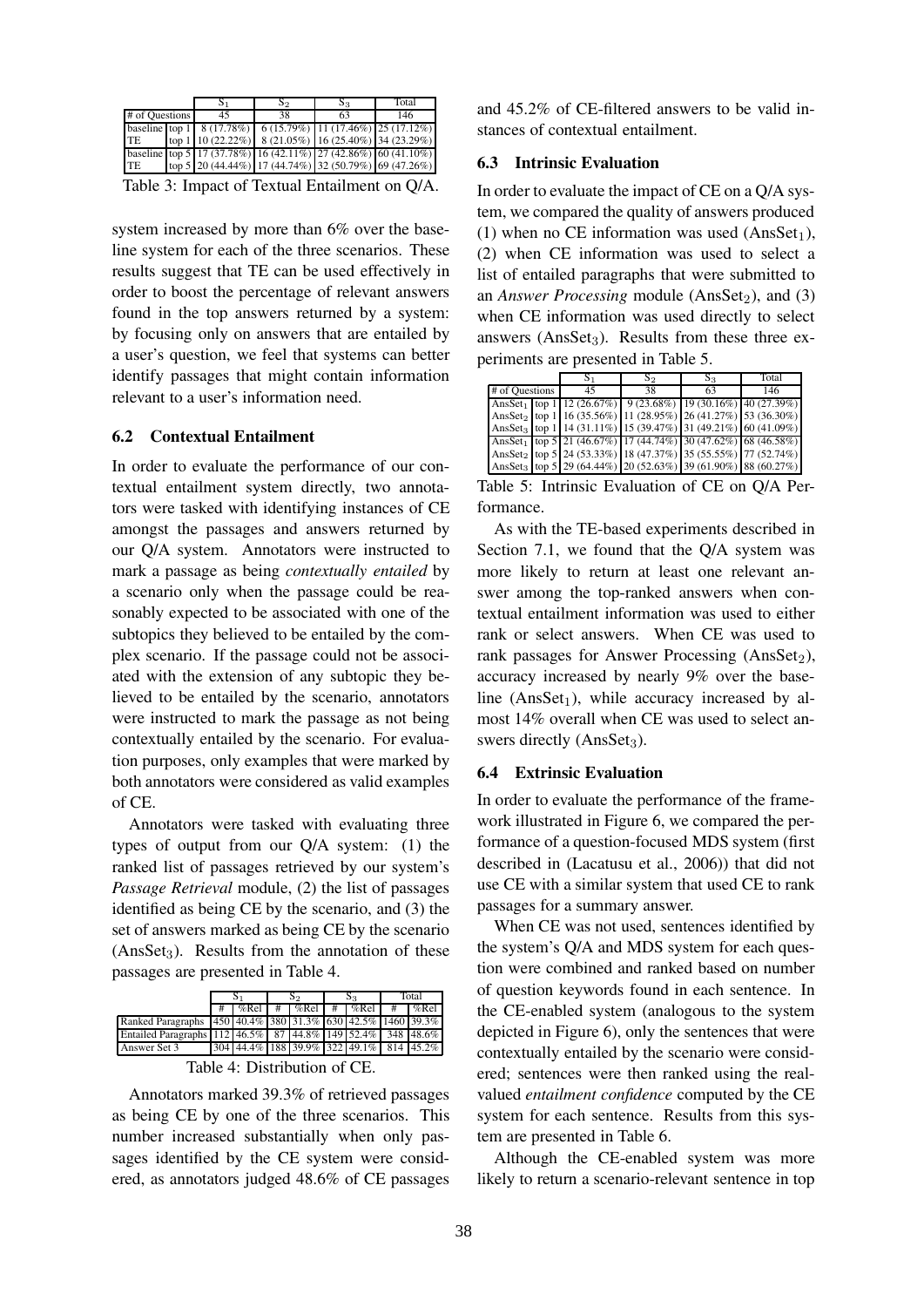|  |  | $S_1$ | $S_2$ | $S_3$ | Total |
|---|---|---|---|---|---|
| # of Questions |  | 45 | 38 | 63 | 146 |
| baseline | top 1 | 8 (17.78%) | 6 (15.79%) | 11 (17.46%) | 25 (17.12%) |
| TE | top 1 | 10 (22.22%) | 8 (21.05%) | 16 (25.40%) | 34 (23.29%) |
| baseline | top 5 | 17 (37.78%) | 16 (42.11%) | 27 (42.86%) | 60 (41.10%) |
| TE | top 5 | 20 (44.44%) | 17 (44.74%) | 32 (50.79%) | 69 (47.26%) |

Table 3: Impact of Textual Entailment on Q/A.

system increased by more than 6% over the baseline system for each of the three scenarios. These results suggest that TE can be used effectively in order to boost the percentage of relevant answers found in the top answers returned by a system: by focusing only on answers that are entailed by a user's question, we feel that systems can better identify passages that might contain information relevant to a user's information need.

### 6.2 Contextual Entailment

In order to evaluate the performance of our contextual entailment system directly, two annotators were tasked with identifying instances of CE amongst the passages and answers returned by our Q/A system. Annotators were instructed to mark a passage as being *contextually entailed* by a scenario only when the passage could be reasonably expected to be associated with one of the subtopics they believed to be entailed by the complex scenario. If the passage could not be associated with the extension of any subtopic they believed to be entailed by the scenario, annotators were instructed to mark the passage as not being contextually entailed by the scenario. For evaluation purposes, only examples that were marked by both annotators were considered as valid examples of CE.

Annotators were tasked with evaluating three types of output from our Q/A system: (1) the ranked list of passages retrieved by our system's *Passage Retrieval* module, (2) the list of passages identified as being CE by the scenario, and (3) the set of answers marked as being CE by the scenario ($\text{AnsSet}_3$). Results from the annotation of these passages are presented in Table 4.

|  | $S_1$ |  | $S_2$ |  | $S_3$ |  | Total |  |
|---|---|---|---|---|---|---|---|---|
|  | # | %Rel | # | %Rel | # | %Rel | # | %Rel |
| Ranked Paragraphs | 450 | 40.4% | 380 | 31.3% | 630 | 42.5% | 1460 | 39.3% |
| Entailed Paragraphs | 112 | 46.5% | 87 | 44.8% | 149 | 52.4% | 348 | 48.6% |
| Answer Set 3 | 304 | 44.4% | 188 | 39.9% | 322 | 49.1% | 814 | 45.2% |

Table 4: Distribution of CE.

Annotators marked 39.3% of retrieved passages as being CE by one of the three scenarios. This number increased substantially when only passages identified by the CE system were considered, as annotators judged 48.6% of CE passages and 45.2% of CE-filtered answers to be valid instances of contextual entailment.

### 6.3 Intrinsic Evaluation

In order to evaluate the impact of CE on a Q/A system, we compared the quality of answers produced (1) when no CE information was used ($\text{AnsSet}_1$), (2) when CE information was used to select a list of entailed paragraphs that were submitted to an *Answer Processing* module ($\text{AnsSet}_2$), and (3) when CE information was used directly to select answers ($\text{AnsSet}_3$). Results from these three experiments are presented in Table 5.

|  |  | $S_1$ | $S_2$ | $S_3$ | Total |
|---|---|---|---|---|---|
| # of Questions |  | 45 | 38 | 63 | 146 |
| $\text{AnsSet}_1$ | top 1 | 12 (26.67%) | 9 (23.68%) | 19 (30.16%) | 40 (27.39%) |
| $\text{AnsSet}_2$ | top 1 | 16 (35.56%) | 11 (28.95%) | 26 (41.27%) | 53 (36.30%) |
| $\text{AnsSet}_3$ | top 1 | 14 (31.11%) | 15 (39.47%) | 31 (49.21%) | 60 (41.09%) |
| $\text{AnsSet}_1$ | top 5 | 21 (46.67%) | 17 (44.74%) | 30 (47.62%) | 68 (46.58%) |
| $\text{AnsSet}_2$ | top 5 | 24 (53.33%) | 18 (47.37%) | 35 (55.55%) | 77 (52.74%) |
| $\text{AnsSet}_3$ | top 5 | 29 (64.44%) | 20 (52.63%) | 39 (61.90%) | 88 (60.27%) |

Table 5: Intrinsic Evaluation of CE on Q/A Performance.

As with the TE-based experiments described in Section 7.1, we found that the Q/A system was more likely to return at least one relevant answer among the top-ranked answers when contextual entailment information was used to either rank or select answers. When CE was used to rank passages for Answer Processing ($\text{AnsSet}_2$), accuracy increased by nearly 9% over the baseline ($\text{AnsSet}_1$), while accuracy increased by almost 14% overall when CE was used to select answers directly ($\text{AnsSet}_3$).

### 6.4 Extrinsic Evaluation

In order to evaluate the performance of the framework illustrated in Figure 6, we compared the performance of a question-focused MDS system (first described in (Lacatusu et al., 2006)) that did not use CE with a similar system that used CE to rank passages for a summary answer.

When CE was not used, sentences identified by the system's Q/A and MDS system for each question were combined and ranked based on number of question keywords found in each sentence. In the CE-enabled system (analogous to the system depicted in Figure 6), only the sentences that were contextually entailed by the scenario were considered; sentences were then ranked using the real-valued *entailment confidence* computed by the CE system for each sentence. Results from this system are presented in Table 6.

Although the CE-enabled system was more likely to return a scenario-relevant sentence in top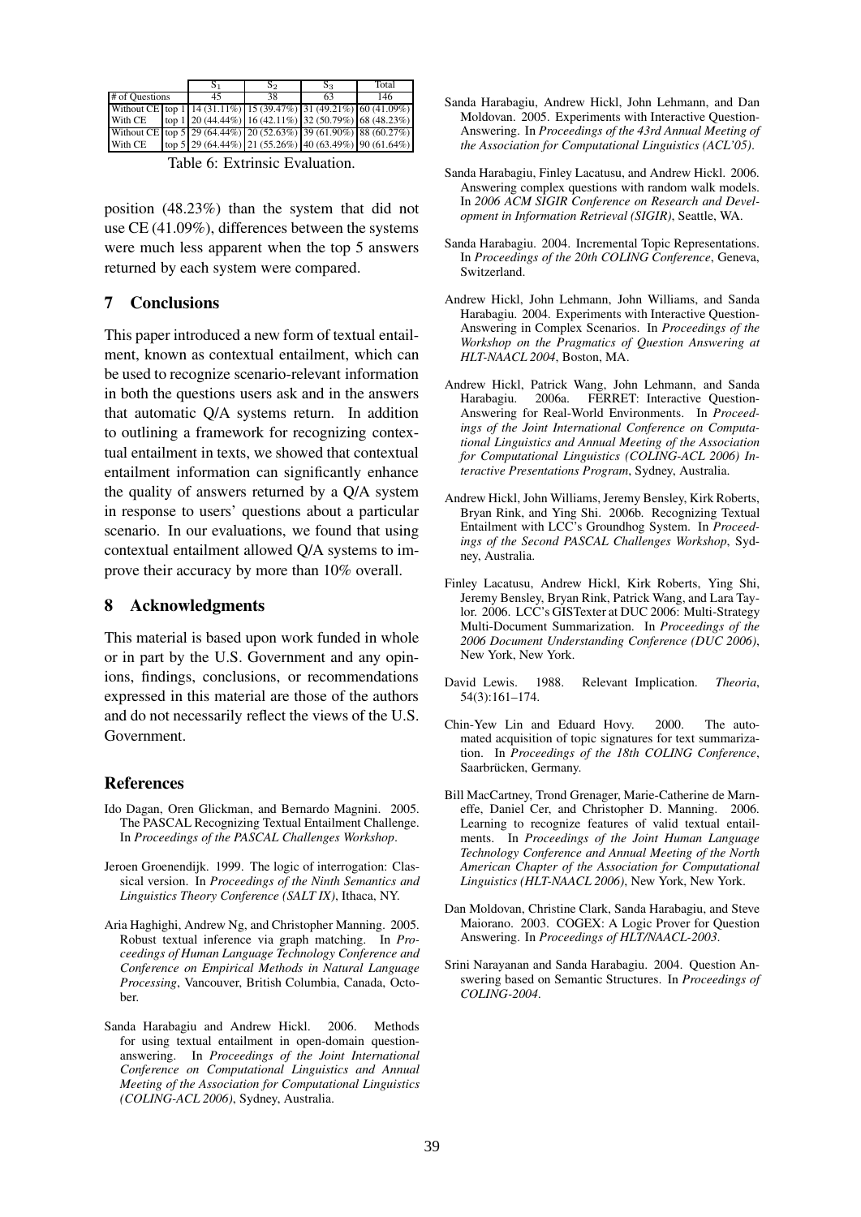| | | $S_1$ | $S_2$ | $S_3$ | Total |
|---|---|---|---|---|---|
| # of Questions | | 45 | 38 | 63 | 146 |
| Without CE | top 1 | 14 (31.11%) | 15 (39.47%) | 31 (49.21%) | 60 (41.09%) |
| With CE | top 1 | 20 (44.44%) | 16 (42.11%) | 32 (50.79%) | 68 (48.23%) |
| Without CE | top 5 | 29 (64.44%) | 20 (52.63%) | 39 (61.90%) | 88 (60.27%) |
| With CE | top 5 | 29 (64.44%) | 21 (55.26%) | 40 (63.49%) | 90 (61.64%) |

Table 6: Extrinsic Evaluation.

position (48.23%) than the system that did not use CE (41.09%), differences between the systems were much less apparent when the top 5 answers returned by each system were compared.

## 7 Conclusions

This paper introduced a new form of textual entailment, known as contextual entailment, which can be used to recognize scenario-relevant information in both the questions users ask and in the answers that automatic Q/A systems return. In addition to outlining a framework for recognizing contextual entailment in texts, we showed that contextual entailment information can significantly enhance the quality of answers returned by a Q/A system in response to users' questions about a particular scenario. In our evaluations, we found that using contextual entailment allowed Q/A systems to improve their accuracy by more than 10% overall.

## 8 Acknowledgments

This material is based upon work funded in whole or in part by the U.S. Government and any opinions, findings, conclusions, or recommendations expressed in this material are those of the authors and do not necessarily reflect the views of the U.S. Government.

## References

Ido Dagan, Oren Glickman, and Bernardo Magnini. 2005. The PASCAL Recognizing Textual Entailment Challenge. In *Proceedings of the PASCAL Challenges Workshop*.

Jeroen Groenendijk. 1999. The logic of interrogation: Classical version. In *Proceedings of the Ninth Semantics and Linguistics Theory Conference (SALT IX)*, Ithaca, NY.

Aria Haghighi, Andrew Ng, and Christopher Manning. 2005. Robust textual inference via graph matching. In *Proceedings of Human Language Technology Conference and Conference on Empirical Methods in Natural Language Processing*, Vancouver, British Columbia, Canada, October.

Sanda Harabagiu and Andrew Hickl. 2006. Methods for using textual entailment in open-domain question-answering. In *Proceedings of the Joint International Conference on Computational Linguistics and Annual Meeting of the Association for Computational Linguistics (COLING-ACL 2006)*, Sydney, Australia.

Sanda Harabagiu, Andrew Hickl, John Lehmann, and Dan Moldovan. 2005. Experiments with Interactive Question-Answering. In *Proceedings of the 43rd Annual Meeting of the Association for Computational Linguistics (ACL'05)*.

Sanda Harabagiu, Finley Lacatusu, and Andrew Hickl. 2006. Answering complex questions with random walk models. In *2006 ACM SIGIR Conference on Research and Development in Information Retrieval (SIGIR)*, Seattle, WA.

Sanda Harabagiu. 2004. Incremental Topic Representations. In *Proceedings of the 20th COLING Conference*, Geneva, Switzerland.

Andrew Hickl, John Lehmann, John Williams, and Sanda Harabagiu. 2004. Experiments with Interactive Question-Answering in Complex Scenarios. In *Proceedings of the Workshop on the Pragmatics of Question Answering at HLT-NAACL 2004*, Boston, MA.

Andrew Hickl, Patrick Wang, John Lehmann, and Sanda Harabagiu. 2006a. FERRET: Interactive Question-Answering for Real-World Environments. In *Proceedings of the Joint International Conference on Computational Linguistics and Annual Meeting of the Association for Computational Linguistics (COLING-ACL 2006) Interactive Presentations Program*, Sydney, Australia.

Andrew Hickl, John Williams, Jeremy Bensley, Kirk Roberts, Bryan Rink, and Ying Shi. 2006b. Recognizing Textual Entailment with LCC's Groundhog System. In *Proceedings of the Second PASCAL Challenges Workshop*, Sydney, Australia.

Finley Lacatusu, Andrew Hickl, Kirk Roberts, Ying Shi, Jeremy Bensley, Bryan Rink, Patrick Wang, and Lara Taylor. 2006. LCC's GISTexter at DUC 2006: Multi-Strategy Multi-Document Summarization. In *Proceedings of the 2006 Document Understanding Conference (DUC 2006)*, New York, New York.

David Lewis. 1988. Relevant Implication. *Theoria*, 54(3):161–174.

Chin-Yew Lin and Eduard Hovy. 2000. The automated acquisition of topic signatures for text summarization. In *Proceedings of the 18th COLING Conference*, Saarbrücken, Germany.

Bill MacCartney, Trond Grenager, Marie-Catherine de Marneffe, Daniel Cer, and Christopher D. Manning. 2006. Learning to recognize features of valid textual entailments. In *Proceedings of the Joint Human Language Technology Conference and Annual Meeting of the North American Chapter of the Association for Computational Linguistics (HLT-NAACL 2006)*, New York, New York.

Dan Moldovan, Christine Clark, Sanda Harabagiu, and Steve Maiorano. 2003. COGEX: A Logic Prover for Question Answering. In *Proceedings of HLT/NAACL-2003*.

Srini Narayanan and Sanda Harabagiu. 2004. Question Answering based on Semantic Structures. In *Proceedings of COLING-2004*.